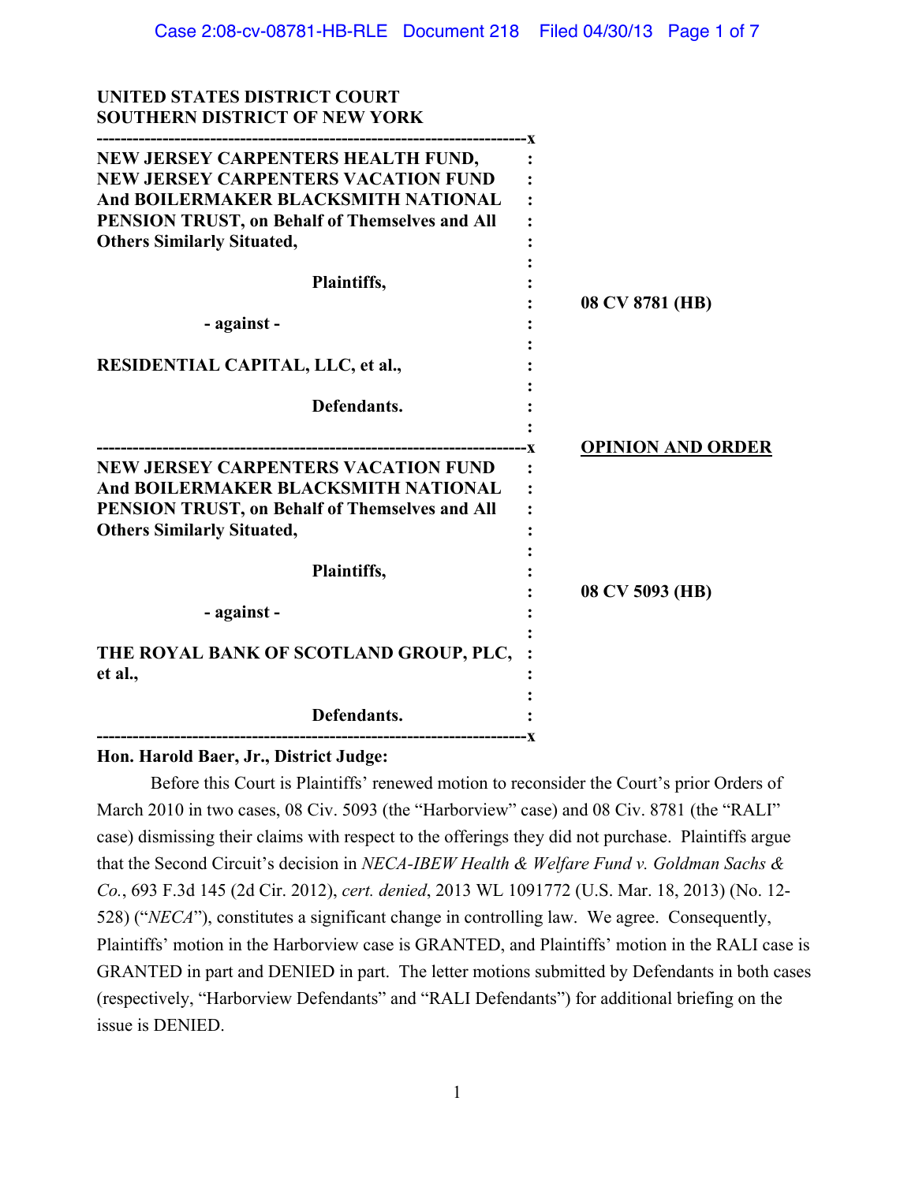**UNITED STATES DISTRICT COURT**
**SOUTHERN DISTRICT OF NEW YORK**

---

**NEW JERSEY CARPENTERS HEALTH FUND, NEW JERSEY CARPENTERS VACATION FUND And BOILERMAKER BLACKSMITH NATIONAL PENSION TRUST, on Behalf of Themselves and All Others Similarly Situated,**

**Plaintiffs,**

**- against -**

**RESIDENTIAL CAPITAL, LLC, et al.,**

**Defendants.**

**08 CV 8781 (HB)**

---

**OPINION AND ORDER**

**NEW JERSEY CARPENTERS VACATION FUND And BOILERMAKER BLACKSMITH NATIONAL PENSION TRUST, on Behalf of Themselves and All Others Similarly Situated,**

**Plaintiffs,**

**- against -**

**THE ROYAL BANK OF SCOTLAND GROUP, PLC, et al.,**

**Defendants.**

**08 CV 5093 (HB)**

---

**Hon. Harold Baer, Jr., District Judge:**

Before this Court is Plaintiffs' renewed motion to reconsider the Court's prior Orders of March 2010 in two cases, 08 Civ. 5093 (the "Harborview" case) and 08 Civ. 8781 (the "RALI" case) dismissing their claims with respect to the offerings they did not purchase. Plaintiffs argue that the Second Circuit's decision in *NECA-IBEW Health & Welfare Fund v. Goldman Sachs & Co.*, 693 F.3d 145 (2d Cir. 2012), *cert. denied*, 2013 WL 1091772 (U.S. Mar. 18, 2013) (No. 12-528) ("*NECA*"), constitutes a significant change in controlling law. We agree. Consequently, Plaintiffs' motion in the Harborview case is GRANTED, and Plaintiffs' motion in the RALI case is GRANTED in part and DENIED in part. The letter motions submitted by Defendants in both cases (respectively, "Harborview Defendants" and "RALI Defendants") for additional briefing on the issue is DENIED.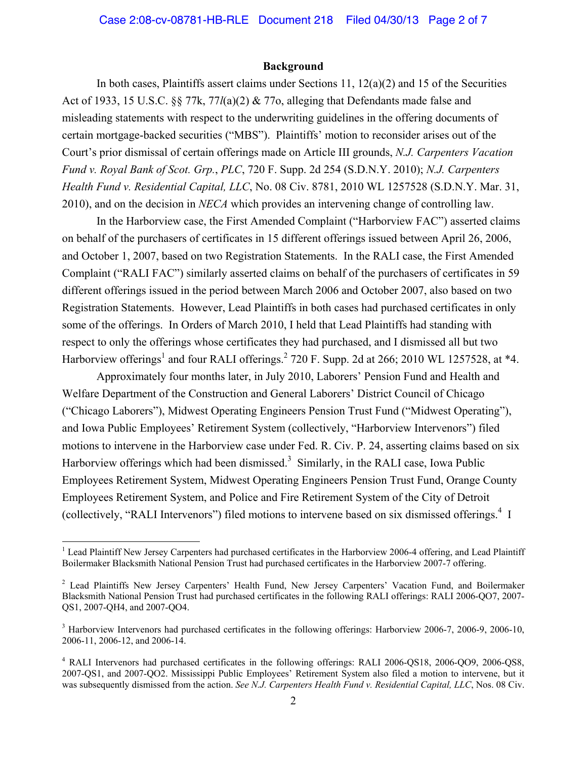## Background

In both cases, Plaintiffs assert claims under Sections 11, 12(a)(2) and 15 of the Securities Act of 1933, 15 U.S.C. §§ 77k, 77*l*(a)(2) & 77o, alleging that Defendants made false and misleading statements with respect to the underwriting guidelines in the offering documents of certain mortgage-backed securities ("MBS"). Plaintiffs' motion to reconsider arises out of the Court's prior dismissal of certain offerings made on Article III grounds, *N.J. Carpenters Vacation Fund v. Royal Bank of Scot. Grp., PLC*, 720 F. Supp. 2d 254 (S.D.N.Y. 2010); *N.J. Carpenters Health Fund v. Residential Capital, LLC*, No. 08 Civ. 8781, 2010 WL 1257528 (S.D.N.Y. Mar. 31, 2010), and on the decision in *NECA* which provides an intervening change of controlling law.

In the Harborview case, the First Amended Complaint ("Harborview FAC") asserted claims on behalf of the purchasers of certificates in 15 different offerings issued between April 26, 2006, and October 1, 2007, based on two Registration Statements. In the RALI case, the First Amended Complaint ("RALI FAC") similarly asserted claims on behalf of the purchasers of certificates in 59 different offerings issued in the period between March 2006 and October 2007, also based on two Registration Statements. However, Lead Plaintiffs in both cases had purchased certificates in only some of the offerings. In Orders of March 2010, I held that Lead Plaintiffs had standing with respect to only the offerings whose certificates they had purchased, and I dismissed all but two Harborview offerings[1] and four RALI offerings.[2] 720 F. Supp. 2d at 266; 2010 WL 1257528, at *4.

Approximately four months later, in July 2010, Laborers' Pension Fund and Health and Welfare Department of the Construction and General Laborers' District Council of Chicago ("Chicago Laborers"), Midwest Operating Engineers Pension Trust Fund ("Midwest Operating"), and Iowa Public Employees' Retirement System (collectively, "Harborview Intervenors") filed motions to intervene in the Harborview case under Fed. R. Civ. P. 24, asserting claims based on six Harborview offerings which had been dismissed.[3] Similarly, in the RALI case, Iowa Public Employees Retirement System, Midwest Operating Engineers Pension Trust Fund, Orange County Employees Retirement System, and Police and Fire Retirement System of the City of Detroit (collectively, "RALI Intervenors") filed motions to intervene based on six dismissed offerings.[4] I

---

[1] Lead Plaintiff New Jersey Carpenters had purchased certificates in the Harborview 2006-4 offering, and Lead Plaintiff Boilermaker Blacksmith National Pension Trust had purchased certificates in the Harborview 2007-7 offering.

[2] Lead Plaintiffs New Jersey Carpenters' Health Fund, New Jersey Carpenters' Vacation Fund, and Boilermaker Blacksmith National Pension Trust had purchased certificates in the following RALI offerings: RALI 2006-QO7, 2007-QS1, 2007-QH4, and 2007-QO4.

[3] Harborview Intervenors had purchased certificates in the following offerings: Harborview 2006-7, 2006-9, 2006-10, 2006-11, 2006-12, and 2006-14.

[4] RALI Intervenors had purchased certificates in the following offerings: RALI 2006-QS18, 2006-QO9, 2006-QS8, 2007-QS1, and 2007-QO2. Mississippi Public Employees' Retirement System also filed a motion to intervene, but it was subsequently dismissed from the action. *See N.J. Carpenters Health Fund v. Residential Capital, LLC*, Nos. 08 Civ.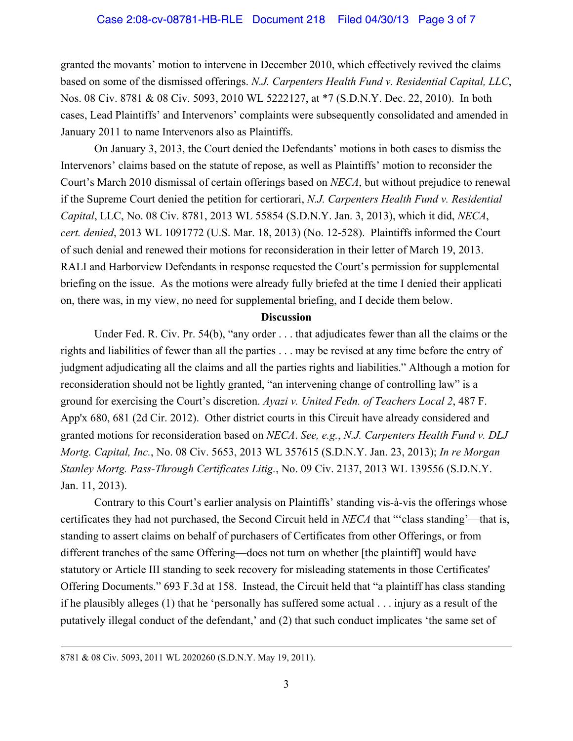granted the movants' motion to intervene in December 2010, which effectively revived the claims based on some of the dismissed offerings. *N.J. Carpenters Health Fund v. Residential Capital, LLC*, Nos. 08 Civ. 8781 & 08 Civ. 5093, 2010 WL 5222127, at *7 (S.D.N.Y. Dec. 22, 2010). In both cases, Lead Plaintiffs' and Intervenors' complaints were subsequently consolidated and amended in January 2011 to name Intervenors also as Plaintiffs.

On January 3, 2013, the Court denied the Defendants' motions in both cases to dismiss the Intervenors' claims based on the statute of repose, as well as Plaintiffs' motion to reconsider the Court's March 2010 dismissal of certain offerings based on *NECA*, but without prejudice to renewal if the Supreme Court denied the petition for certiorari, *N.J. Carpenters Health Fund v. Residential Capital*, LLC, No. 08 Civ. 8781, 2013 WL 55854 (S.D.N.Y. Jan. 3, 2013), which it did, *NECA*, *cert. denied*, 2013 WL 1091772 (U.S. Mar. 18, 2013) (No. 12-528). Plaintiffs informed the Court of such denial and renewed their motions for reconsideration in their letter of March 19, 2013. RALI and Harborview Defendants in response requested the Court's permission for supplemental briefing on the issue. As the motions were already fully briefed at the time I denied their applicati on, there was, in my view, no need for supplemental briefing, and I decide them below.

**Discussion**

Under Fed. R. Civ. Pr. 54(b), "any order . . . that adjudicates fewer than all the claims or the rights and liabilities of fewer than all the parties . . . may be revised at any time before the entry of judgment adjudicating all the claims and all the parties rights and liabilities." Although a motion for reconsideration should not be lightly granted, "an intervening change of controlling law" is a ground for exercising the Court's discretion. *Ayazi v. United Fedn. of Teachers Local 2*, 487 F. App'x 680, 681 (2d Cir. 2012). Other district courts in this Circuit have already considered and granted motions for reconsideration based on *NECA*. *See, e.g.*, *N.J. Carpenters Health Fund v. DLJ Mortg. Capital, Inc.*, No. 08 Civ. 5653, 2013 WL 357615 (S.D.N.Y. Jan. 23, 2013); *In re Morgan Stanley Mortg. Pass-Through Certificates Litig.*, No. 09 Civ. 2137, 2013 WL 139556 (S.D.N.Y. Jan. 11, 2013).

Contrary to this Court's earlier analysis on Plaintiffs' standing vis-à-vis the offerings whose certificates they had not purchased, the Second Circuit held in *NECA* that "'class standing'—that is, standing to assert claims on behalf of purchasers of Certificates from other Offerings, or from different tranches of the same Offering—does not turn on whether [the plaintiff] would have statutory or Article III standing to seek recovery for misleading statements in those Certificates' Offering Documents." 693 F.3d at 158. Instead, the Circuit held that "a plaintiff has class standing if he plausibly alleges (1) that he 'personally has suffered some actual . . . injury as a result of the putatively illegal conduct of the defendant,' and (2) that such conduct implicates 'the same set of

---

8781 & 08 Civ. 5093, 2011 WL 2020260 (S.D.N.Y. May 19, 2011).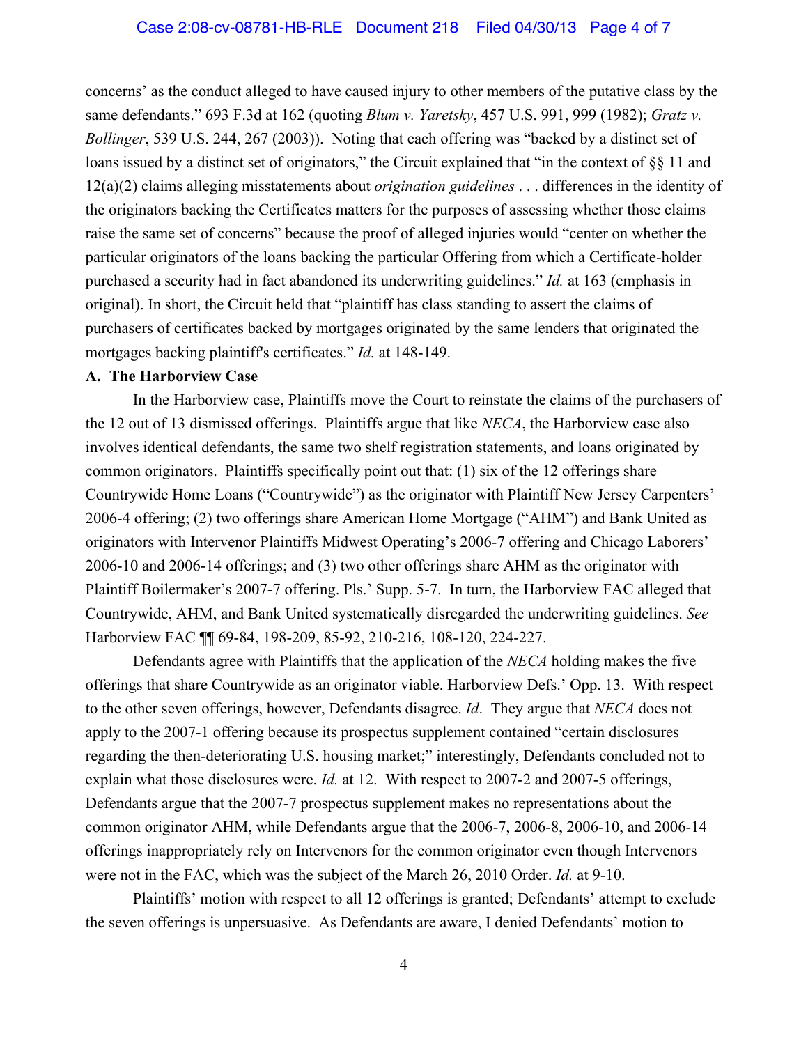concerns' as the conduct alleged to have caused injury to other members of the putative class by the same defendants." 693 F.3d at 162 (quoting *Blum v. Yaretsky*, 457 U.S. 991, 999 (1982); *Gratz v. Bollinger*, 539 U.S. 244, 267 (2003)). Noting that each offering was "backed by a distinct set of loans issued by a distinct set of originators," the Circuit explained that "in the context of §§ 11 and 12(a)(2) claims alleging misstatements about *origination guidelines* . . . differences in the identity of the originators backing the Certificates matters for the purposes of assessing whether those claims raise the same set of concerns" because the proof of alleged injuries would "center on whether the particular originators of the loans backing the particular Offering from which a Certificate-holder purchased a security had in fact abandoned its underwriting guidelines." *Id.* at 163 (emphasis in original). In short, the Circuit held that "plaintiff has class standing to assert the claims of purchasers of certificates backed by mortgages originated by the same lenders that originated the mortgages backing plaintiff's certificates." *Id.* at 148-149.

**A. The Harborview Case**

In the Harborview case, Plaintiffs move the Court to reinstate the claims of the purchasers of the 12 out of 13 dismissed offerings. Plaintiffs argue that like *NECA*, the Harborview case also involves identical defendants, the same two shelf registration statements, and loans originated by common originators. Plaintiffs specifically point out that: (1) six of the 12 offerings share Countrywide Home Loans ("Countrywide") as the originator with Plaintiff New Jersey Carpenters' 2006-4 offering; (2) two offerings share American Home Mortgage ("AHM") and Bank United as originators with Intervenor Plaintiffs Midwest Operating's 2006-7 offering and Chicago Laborers' 2006-10 and 2006-14 offerings; and (3) two other offerings share AHM as the originator with Plaintiff Boilermaker's 2007-7 offering. Pls.' Supp. 5-7. In turn, the Harborview FAC alleged that Countrywide, AHM, and Bank United systematically disregarded the underwriting guidelines. *See* Harborview FAC ¶¶ 69-84, 198-209, 85-92, 210-216, 108-120, 224-227.

Defendants agree with Plaintiffs that the application of the *NECA* holding makes the five offerings that share Countrywide as an originator viable. Harborview Defs.' Opp. 13. With respect to the other seven offerings, however, Defendants disagree. *Id*. They argue that *NECA* does not apply to the 2007-1 offering because its prospectus supplement contained "certain disclosures regarding the then-deteriorating U.S. housing market;" interestingly, Defendants concluded not to explain what those disclosures were. *Id.* at 12. With respect to 2007-2 and 2007-5 offerings, Defendants argue that the 2007-7 prospectus supplement makes no representations about the common originator AHM, while Defendants argue that the 2006-7, 2006-8, 2006-10, and 2006-14 offerings inappropriately rely on Intervenors for the common originator even though Intervenors were not in the FAC, which was the subject of the March 26, 2010 Order. *Id.* at 9-10.

Plaintiffs' motion with respect to all 12 offerings is granted; Defendants' attempt to exclude the seven offerings is unpersuasive. As Defendants are aware, I denied Defendants' motion to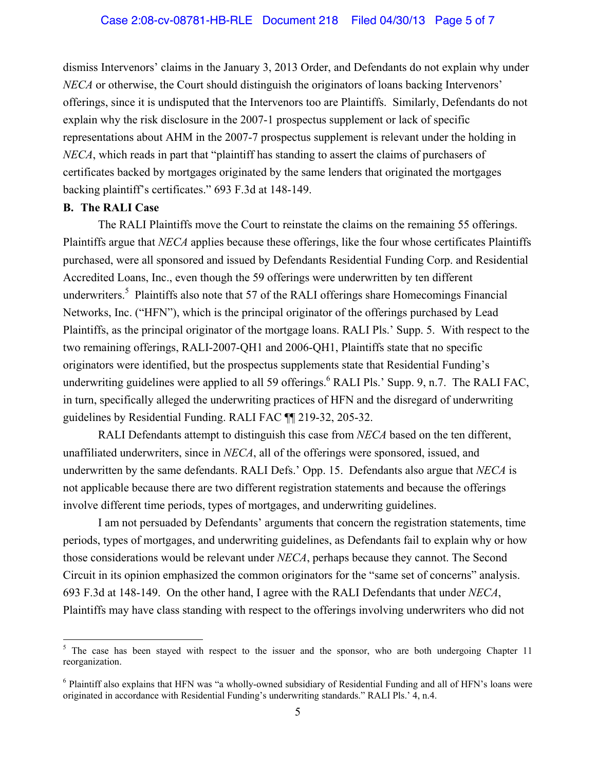dismiss Intervenors' claims in the January 3, 2013 Order, and Defendants do not explain why under *NECA* or otherwise, the Court should distinguish the originators of loans backing Intervenors' offerings, since it is undisputed that the Intervenors too are Plaintiffs. Similarly, Defendants do not explain why the risk disclosure in the 2007-1 prospectus supplement or lack of specific representations about AHM in the 2007-7 prospectus supplement is relevant under the holding in *NECA*, which reads in part that "plaintiff has standing to assert the claims of purchasers of certificates backed by mortgages originated by the same lenders that originated the mortgages backing plaintiff's certificates." 693 F.3d at 148-149.

**B. The RALI Case**

The RALI Plaintiffs move the Court to reinstate the claims on the remaining 55 offerings. Plaintiffs argue that *NECA* applies because these offerings, like the four whose certificates Plaintiffs purchased, were all sponsored and issued by Defendants Residential Funding Corp. and Residential Accredited Loans, Inc., even though the 59 offerings were underwritten by ten different underwriters.[5] Plaintiffs also note that 57 of the RALI offerings share Homecomings Financial Networks, Inc. ("HFN"), which is the principal originator of the offerings purchased by Lead Plaintiffs, as the principal originator of the mortgage loans. RALI Pls.' Supp. 5. With respect to the two remaining offerings, RALI-2007-QH1 and 2006-QH1, Plaintiffs state that no specific originators were identified, but the prospectus supplements state that Residential Funding's underwriting guidelines were applied to all 59 offerings.[6] RALI Pls.' Supp. 9, n.7. The RALI FAC, in turn, specifically alleged the underwriting practices of HFN and the disregard of underwriting guidelines by Residential Funding. RALI FAC ¶¶ 219-32, 205-32.

RALI Defendants attempt to distinguish this case from *NECA* based on the ten different, unaffiliated underwriters, since in *NECA*, all of the offerings were sponsored, issued, and underwritten by the same defendants. RALI Defs.' Opp. 15. Defendants also argue that *NECA* is not applicable because there are two different registration statements and because the offerings involve different time periods, types of mortgages, and underwriting guidelines.

I am not persuaded by Defendants' arguments that concern the registration statements, time periods, types of mortgages, and underwriting guidelines, as Defendants fail to explain why or how those considerations would be relevant under *NECA*, perhaps because they cannot. The Second Circuit in its opinion emphasized the common originators for the "same set of concerns" analysis. 693 F.3d at 148-149. On the other hand, I agree with the RALI Defendants that under *NECA*, Plaintiffs may have class standing with respect to the offerings involving underwriters who did not

---

[5] The case has been stayed with respect to the issuer and the sponsor, who are both undergoing Chapter 11 reorganization.

[6] Plaintiff also explains that HFN was "a wholly-owned subsidiary of Residential Funding and all of HFN's loans were originated in accordance with Residential Funding's underwriting standards." RALI Pls.' 4, n.4.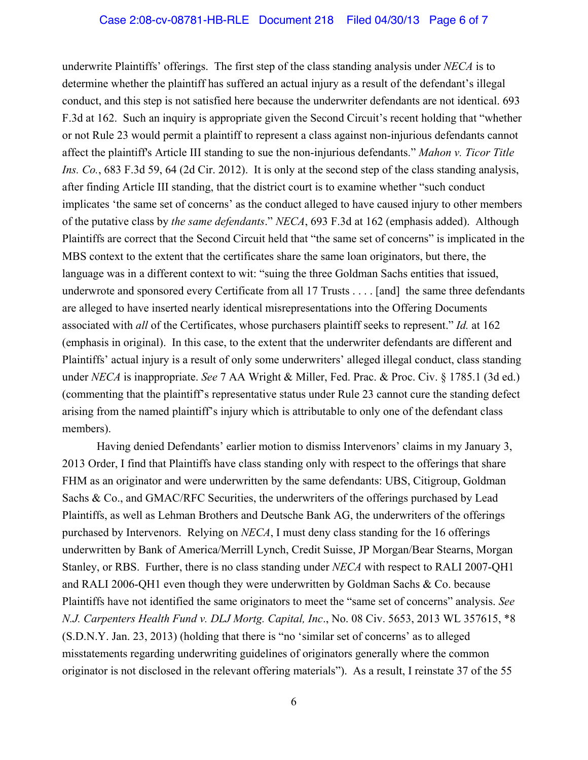underwrite Plaintiffs' offerings. The first step of the class standing analysis under *NECA* is to determine whether the plaintiff has suffered an actual injury as a result of the defendant's illegal conduct, and this step is not satisfied here because the underwriter defendants are not identical. 693 F.3d at 162. Such an inquiry is appropriate given the Second Circuit's recent holding that "whether or not Rule 23 would permit a plaintiff to represent a class against non-injurious defendants cannot affect the plaintiff's Article III standing to sue the non-injurious defendants." *Mahon v. Ticor Title Ins. Co.*, 683 F.3d 59, 64 (2d Cir. 2012). It is only at the second step of the class standing analysis, after finding Article III standing, that the district court is to examine whether "such conduct implicates 'the same set of concerns' as the conduct alleged to have caused injury to other members of the putative class by *the same defendants*." *NECA*, 693 F.3d at 162 (emphasis added). Although Plaintiffs are correct that the Second Circuit held that "the same set of concerns" is implicated in the MBS context to the extent that the certificates share the same loan originators, but there, the language was in a different context to wit: "suing the three Goldman Sachs entities that issued, underwrote and sponsored every Certificate from all 17 Trusts . . . . [and] the same three defendants are alleged to have inserted nearly identical misrepresentations into the Offering Documents associated with *all* of the Certificates, whose purchasers plaintiff seeks to represent." *Id.* at 162 (emphasis in original). In this case, to the extent that the underwriter defendants are different and Plaintiffs' actual injury is a result of only some underwriters' alleged illegal conduct, class standing under *NECA* is inappropriate. *See* 7 AA Wright & Miller, Fed. Prac. & Proc. Civ. § 1785.1 (3d ed.) (commenting that the plaintiff's representative status under Rule 23 cannot cure the standing defect arising from the named plaintiff's injury which is attributable to only one of the defendant class members).

Having denied Defendants' earlier motion to dismiss Intervenors' claims in my January 3, 2013 Order, I find that Plaintiffs have class standing only with respect to the offerings that share FHM as an originator and were underwritten by the same defendants: UBS, Citigroup, Goldman Sachs & Co., and GMAC/RFC Securities, the underwriters of the offerings purchased by Lead Plaintiffs, as well as Lehman Brothers and Deutsche Bank AG, the underwriters of the offerings purchased by Intervenors. Relying on *NECA*, I must deny class standing for the 16 offerings underwritten by Bank of America/Merrill Lynch, Credit Suisse, JP Morgan/Bear Stearns, Morgan Stanley, or RBS. Further, there is no class standing under *NECA* with respect to RALI 2007-QH1 and RALI 2006-QH1 even though they were underwritten by Goldman Sachs & Co. because Plaintiffs have not identified the same originators to meet the "same set of concerns" analysis. *See N.J. Carpenters Health Fund v. DLJ Mortg. Capital, Inc*., No. 08 Civ. 5653, 2013 WL 357615, *8 (S.D.N.Y. Jan. 23, 2013) (holding that there is "no 'similar set of concerns' as to alleged misstatements regarding underwriting guidelines of originators generally where the common originator is not disclosed in the relevant offering materials"). As a result, I reinstate 37 of the 55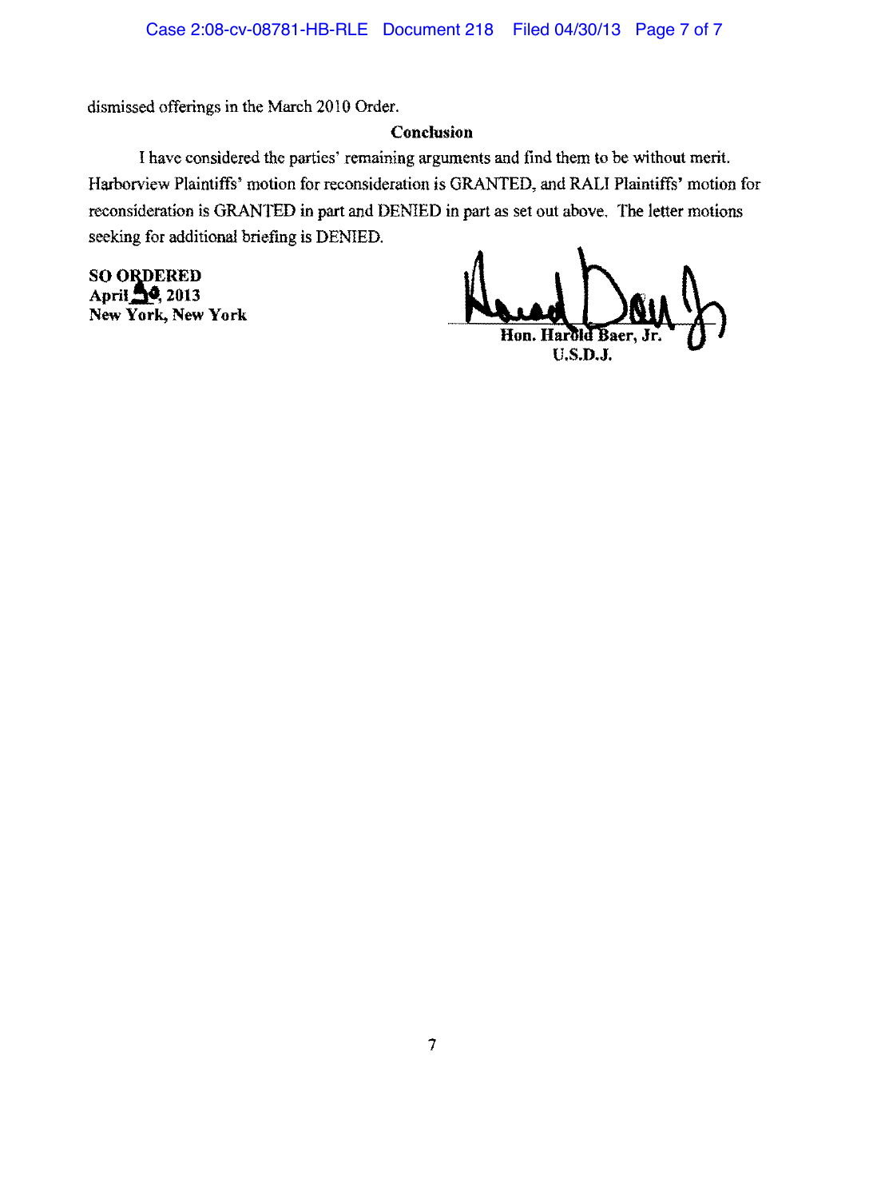dismissed offerings in the March 2010 Order.

**Conclusion**

I have considered the parties' remaining arguments and find them to be without merit. Harborview Plaintiffs' motion for reconsideration is GRANTED, and RALI Plaintiffs' motion for reconsideration is GRANTED in part and DENIED in part as set out above. The letter motions seeking for additional briefing is DENIED.

**SO ORDERED**
**April 30, 2013**
**New York, New York**

**Hon. Harold Baer, Jr.**
**U.S.D.J.**